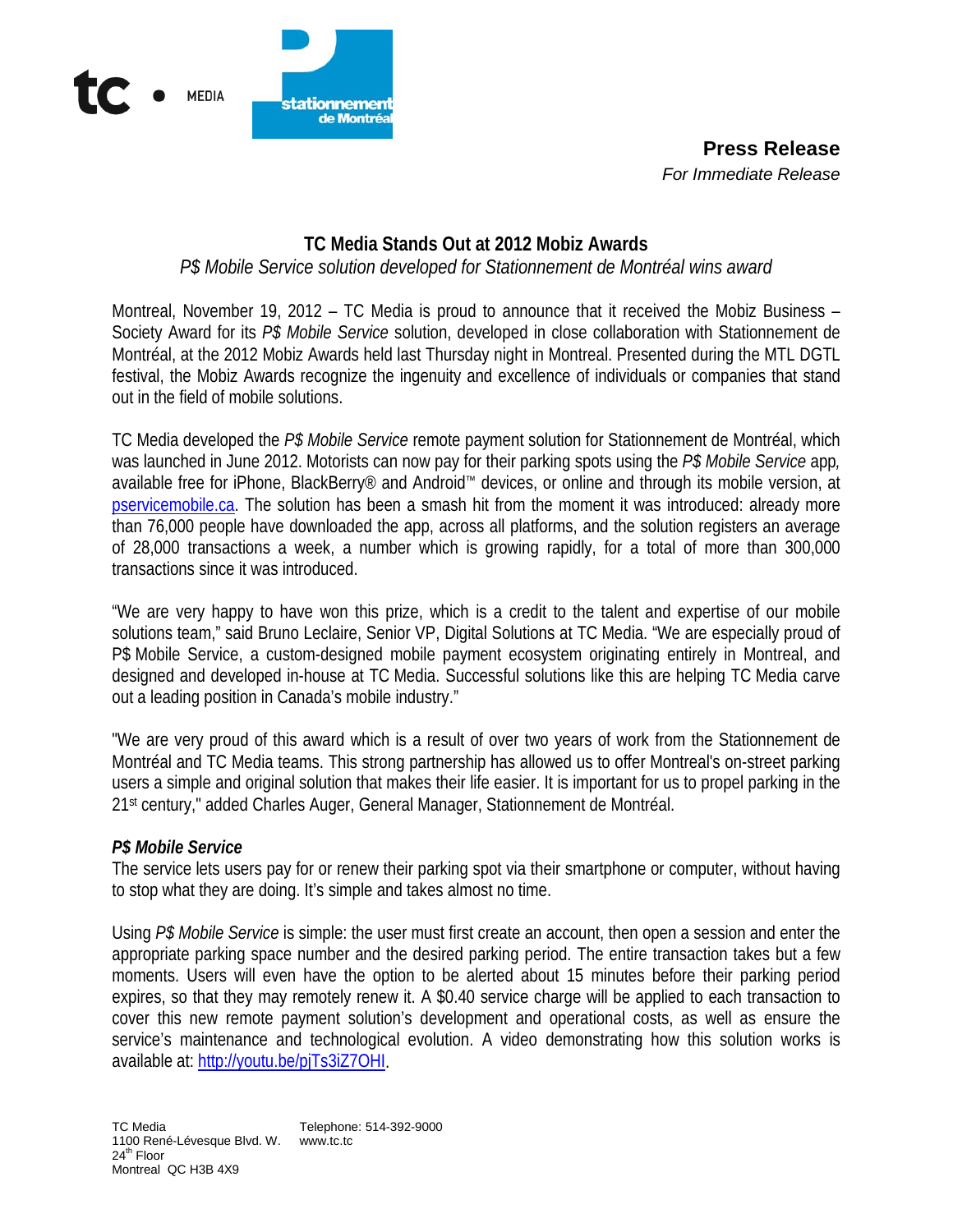**Press Release**
*For Immediate Release*

# TC Media Stands Out at 2012 Mobiz Awards

*P$ Mobile Service solution developed for Stationnement de Montréal wins award*

Montreal, November 19, 2012 – TC Media is proud to announce that it received the Mobiz Business – Society Award for its *P$ Mobile Service* solution, developed in close collaboration with Stationnement de Montréal, at the 2012 Mobiz Awards held last Thursday night in Montreal. Presented during the MTL DGTL festival, the Mobiz Awards recognize the ingenuity and excellence of individuals or companies that stand out in the field of mobile solutions.

TC Media developed the *P$ Mobile Service* remote payment solution for Stationnement de Montréal, which was launched in June 2012. Motorists can now pay for their parking spots using the *P$ Mobile Service* app, available free for iPhone, BlackBerry® and Android™ devices, or online and through its mobile version, at pservicemobile.ca. The solution has been a smash hit from the moment it was introduced: already more than 76,000 people have downloaded the app, across all platforms, and the solution registers an average of 28,000 transactions a week, a number which is growing rapidly, for a total of more than 300,000 transactions since it was introduced.

"We are very happy to have won this prize, which is a credit to the talent and expertise of our mobile solutions team," said Bruno Leclaire, Senior VP, Digital Solutions at TC Media. "We are especially proud of P$ Mobile Service, a custom-designed mobile payment ecosystem originating entirely in Montreal, and designed and developed in-house at TC Media. Successful solutions like this are helping TC Media carve out a leading position in Canada's mobile industry."

"We are very proud of this award which is a result of over two years of work from the Stationnement de Montréal and TC Media teams. This strong partnership has allowed us to offer Montreal's on-street parking users a simple and original solution that makes their life easier. It is important for us to propel parking in the 21st century," added Charles Auger, General Manager, Stationnement de Montréal.

### *P$ Mobile Service*

The service lets users pay for or renew their parking spot via their smartphone or computer, without having to stop what they are doing. It's simple and takes almost no time.

Using *P$ Mobile Service* is simple: the user must first create an account, then open a session and enter the appropriate parking space number and the desired parking period. The entire transaction takes but a few moments. Users will even have the option to be alerted about 15 minutes before their parking period expires, so that they may remotely renew it. A $0.40 service charge will be applied to each transaction to cover this new remote payment solution's development and operational costs, as well as ensure the service's maintenance and technological evolution. A video demonstrating how this solution works is available at: http://youtu.be/pjTs3iZ7OHI.

TC Media
1100 René-Lévesque Blvd. W.
24th Floor
Montreal QC H3B 4X9

Telephone: 514-392-9000
www.tc.tc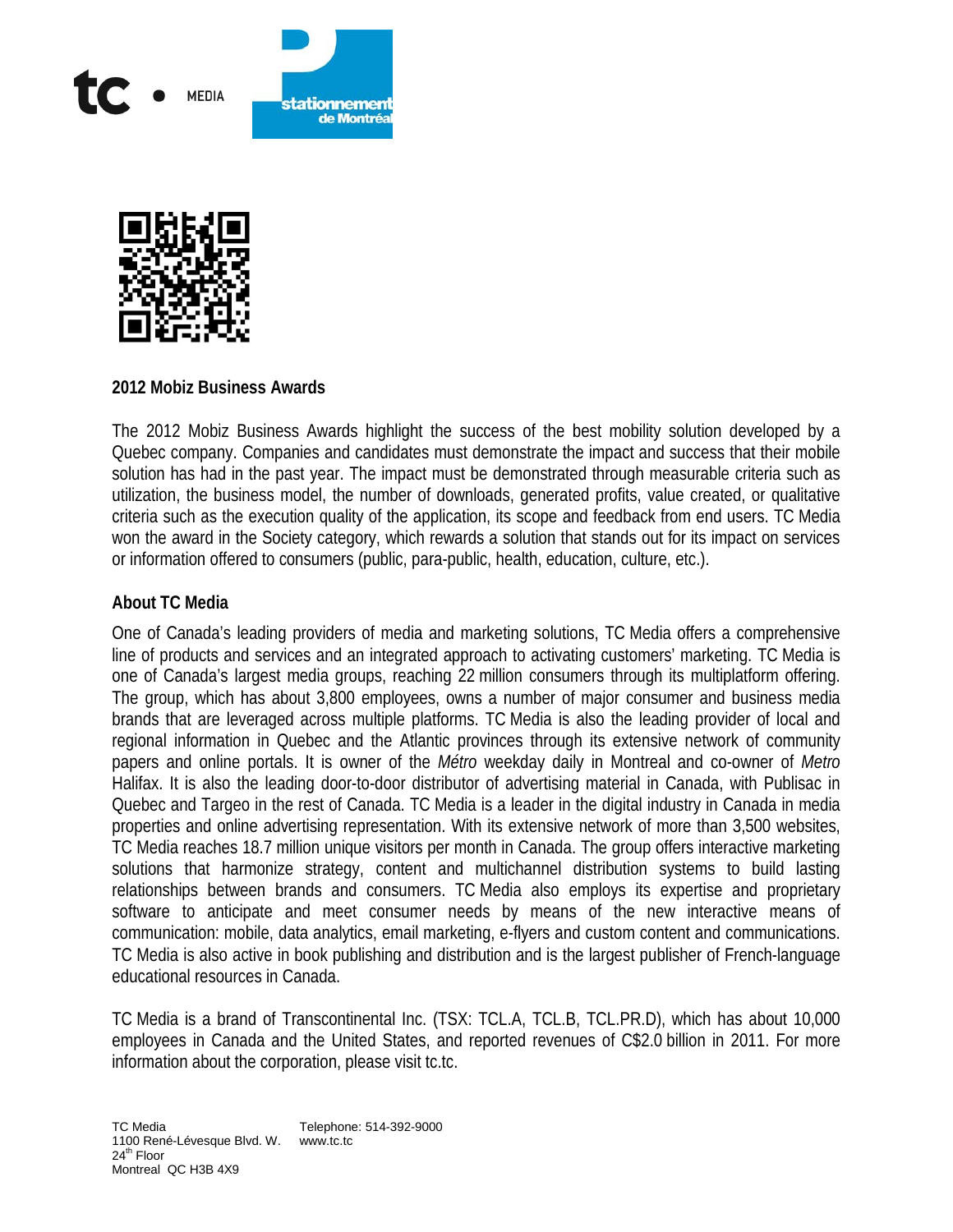## 2012 Mobiz Business Awards

The 2012 Mobiz Business Awards highlight the success of the best mobility solution developed by a Quebec company. Companies and candidates must demonstrate the impact and success that their mobile solution has had in the past year. The impact must be demonstrated through measurable criteria such as utilization, the business model, the number of downloads, generated profits, value created, or qualitative criteria such as the execution quality of the application, its scope and feedback from end users. TC Media won the award in the Society category, which rewards a solution that stands out for its impact on services or information offered to consumers (public, para-public, health, education, culture, etc.).

## About TC Media

One of Canada's leading providers of media and marketing solutions, TC Media offers a comprehensive line of products and services and an integrated approach to activating customers' marketing. TC Media is one of Canada's largest media groups, reaching 22 million consumers through its multiplatform offering. The group, which has about 3,800 employees, owns a number of major consumer and business media brands that are leveraged across multiple platforms. TC Media is also the leading provider of local and regional information in Quebec and the Atlantic provinces through its extensive network of community papers and online portals. It is owner of the *Métro* weekday daily in Montreal and co-owner of *Metro* Halifax. It is also the leading door-to-door distributor of advertising material in Canada, with Publisac in Quebec and Targeo in the rest of Canada. TC Media is a leader in the digital industry in Canada in media properties and online advertising representation. With its extensive network of more than 3,500 websites, TC Media reaches 18.7 million unique visitors per month in Canada. The group offers interactive marketing solutions that harmonize strategy, content and multichannel distribution systems to build lasting relationships between brands and consumers. TC Media also employs its expertise and proprietary software to anticipate and meet consumer needs by means of the new interactive means of communication: mobile, data analytics, email marketing, e-flyers and custom content and communications. TC Media is also active in book publishing and distribution and is the largest publisher of French-language educational resources in Canada.

TC Media is a brand of Transcontinental Inc. (TSX: TCL.A, TCL.B, TCL.PR.D), which has about 10,000 employees in Canada and the United States, and reported revenues of C$2.0 billion in 2011. For more information about the corporation, please visit tc.tc.

TC Media
1100 René-Lévesque Blvd. W.
24th Floor
Montreal QC H3B 4X9

Telephone: 514-392-9000
www.tc.tc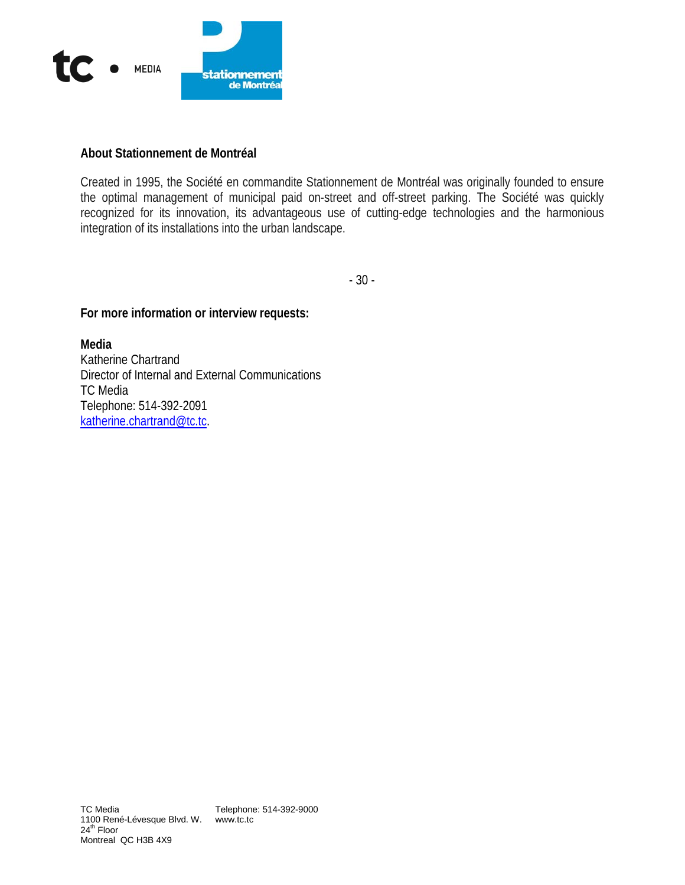## About Stationnement de Montréal

Created in 1995, the Société en commandite Stationnement de Montréal was originally founded to ensure the optimal management of municipal paid on-street and off-street parking. The Société was quickly recognized for its innovation, its advantageous use of cutting-edge technologies and the harmonious integration of its installations into the urban landscape.

- 30 -

**For more information or interview requests:**

**Media**
Katherine Chartrand
Director of Internal and External Communications
TC Media
Telephone: 514-392-2091
katherine.chartrand@tc.tc.

TC Media
1100 René-Lévesque Blvd. W.
24th Floor
Montreal QC H3B 4X9

Telephone: 514-392-9000
www.tc.tc